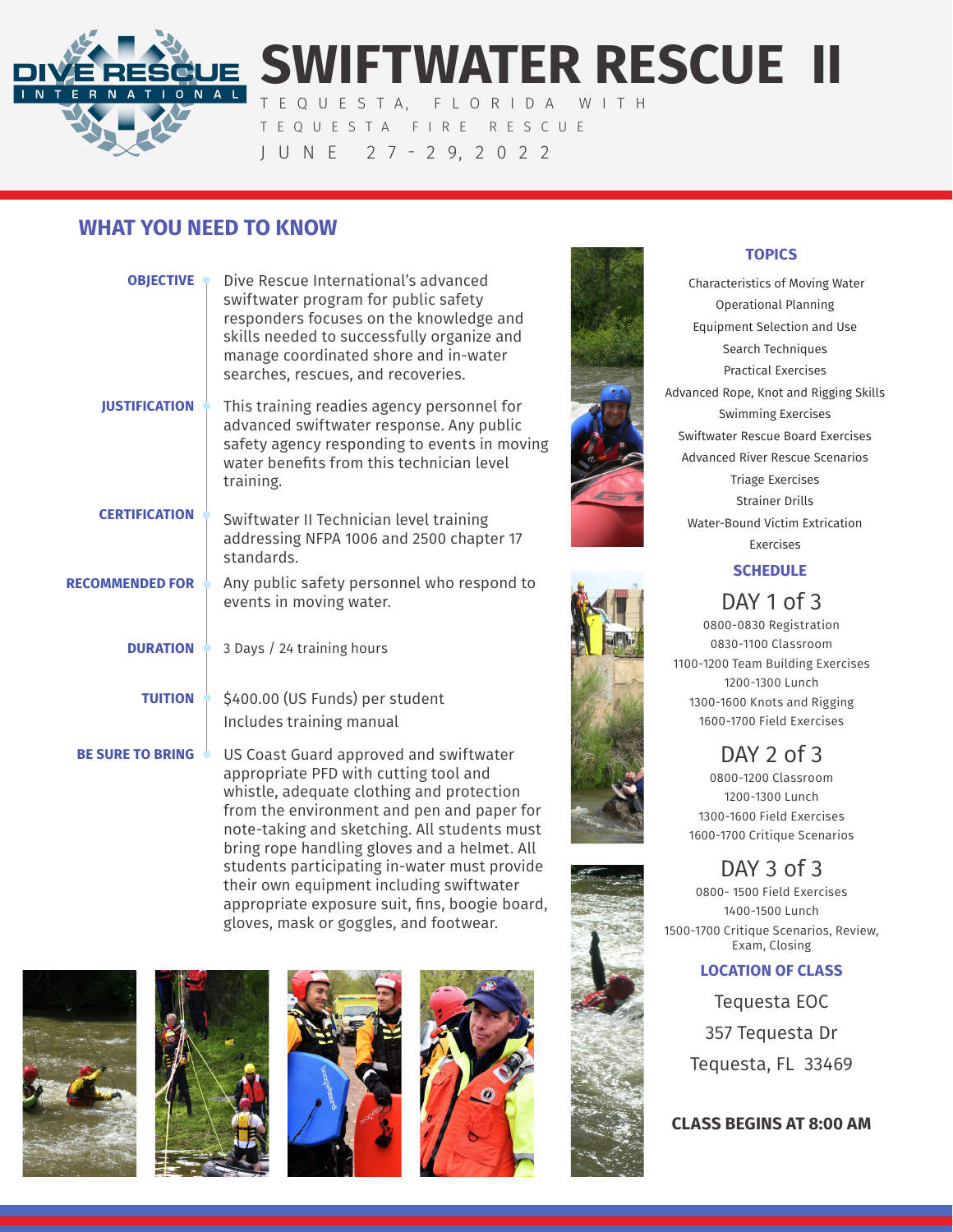# SWIFTWATER RESCUE II

TEQUESTA, FLORIDA WITH TEQUESTA FIRE RESCUE

JUNE 27-29, 2022

## WHAT YOU NEED TO KNOW

**OBJECTIVE**
Dive Rescue International's advanced swiftwater program for public safety responders focuses on the knowledge and skills needed to successfully organize and manage coordinated shore and in-water searches, rescues, and recoveries.

**JUSTIFICATION**
This training readies agency personnel for advanced swiftwater response. Any public safety agency responding to events in moving water benefits from this technician level training.

**CERTIFICATION**
Swiftwater II Technician level training addressing NFPA 1006 and 2500 chapter 17 standards.

**RECOMMENDED FOR**
Any public safety personnel who respond to events in moving water.

**DURATION**
3 Days / 24 training hours

**TUITION**
$400.00 (US Funds) per student
Includes training manual

**BE SURE TO BRING**
US Coast Guard approved and swiftwater appropriate PFD with cutting tool and whistle, adequate clothing and protection from the environment and pen and paper for note-taking and sketching. All students must bring rope handling gloves and a helmet. All students participating in-water must provide their own equipment including swiftwater appropriate exposure suit, fins, boogie board, gloves, mask or goggles, and footwear.

### TOPICS

Characteristics of Moving Water
Operational Planning
Equipment Selection and Use
Search Techniques
Practical Exercises
Advanced Rope, Knot and Rigging Skills
Swimming Exercises
Swiftwater Rescue Board Exercises
Advanced River Rescue Scenarios
Triage Exercises
Strainer Drills
Water-Bound Victim Extrication Exercises

### SCHEDULE

**DAY 1 of 3**
0800-0830 Registration
0830-1100 Classroom
1100-1200 Team Building Exercises
1200-1300 Lunch
1300-1600 Knots and Rigging
1600-1700 Field Exercises

**DAY 2 of 3**
0800-1200 Classroom
1200-1300 Lunch
1300-1600 Field Exercises
1600-1700 Critique Scenarios

**DAY 3 of 3**
0800- 1500 Field Exercises
1400-1500 Lunch
1500-1700 Critique Scenarios, Review, Exam, Closing

### LOCATION OF CLASS

Tequesta EOC
357 Tequesta Dr
Tequesta, FL 33469

**CLASS BEGINS AT 8:00 AM**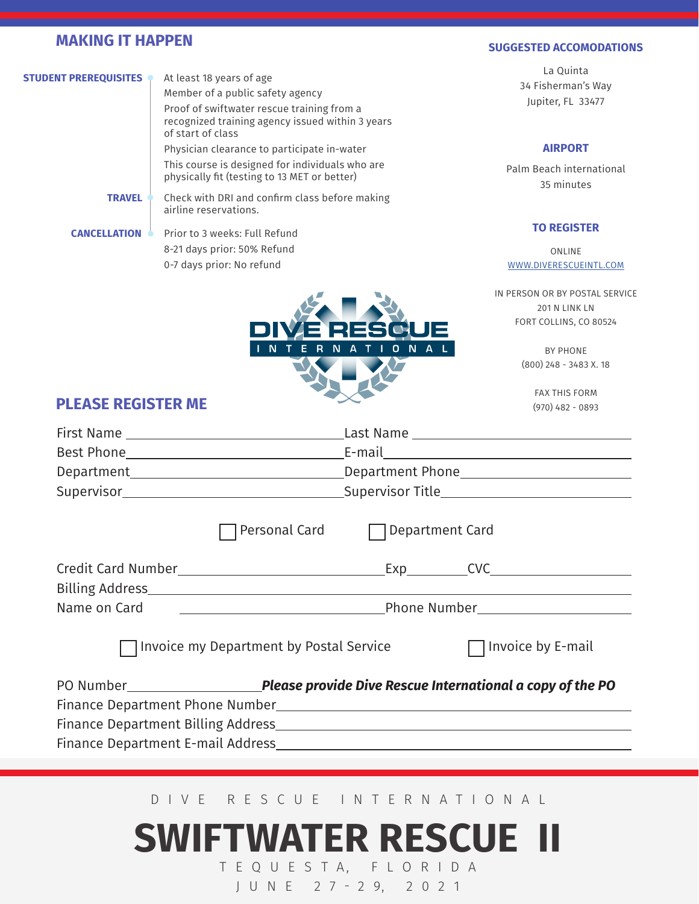## MAKING IT HAPPEN

**STUDENT PREREQUISITES**

- At least 18 years of age
- Member of a public safety agency
- Proof of swiftwater rescue training from a recognized training agency issued within 3 years of start of class
- Physician clearance to participate in-water
- This course is designed for individuals who are physically fit (testing to 13 MET or better)

**TRAVEL**

Check with DRI and confirm class before making airline reservations.

**CANCELLATION**

- Prior to 3 weeks: Full Refund
- 8-21 days prior: 50% Refund
- 0-7 days prior: No refund

### SUGGESTED ACCOMODATIONS

La Quinta
34 Fisherman's Way
Jupiter, FL 33477

### AIRPORT

Palm Beach international
35 minutes

### TO REGISTER

ONLINE
WWW.DIVERESCUEINTL.COM

IN PERSON OR BY POSTAL SERVICE
201 N LINK LN
FORT COLLINS, CO 80524

BY PHONE
(800) 248 - 3483 X. 18

FAX THIS FORM
(970) 482 - 0893

DIVE RESCUE INTERNATIONAL

## PLEASE REGISTER ME

First Name ______________________ Last Name ______________________

Best Phone ______________________ E-mail ______________________

Department ______________________ Department Phone ______________________

Supervisor ______________________ Supervisor Title ______________________

☐ Personal Card ☐ Department Card

Credit Card Number ______________________ Exp ________ CVC ________

Billing Address ______________________

Name on Card ______________________ Phone Number ______________________

☐ Invoice my Department by Postal Service ☐ Invoice by E-mail

PO Number ______________ ***Please provide Dive Rescue International a copy of the PO***

Finance Department Phone Number ______________________

Finance Department Billing Address ______________________

Finance Department E-mail Address ______________________

DIVE RESCUE INTERNATIONAL

# SWIFTWATER RESCUE II

TEQUESTA, FLORIDA

JUNE 27-29, 2021